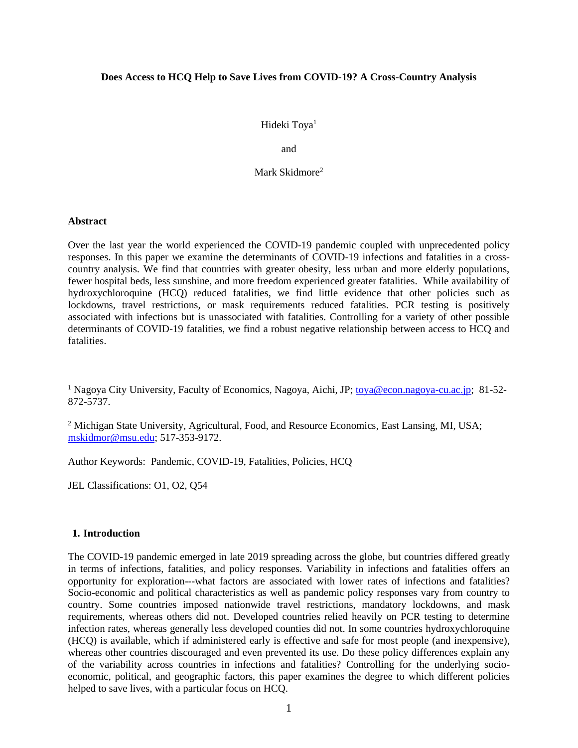# Does Access to HCQ Help to Save Lives from COVID-19? A Cross-Country Analysis

Hideki Toya[1]

and

Mark Skidmore[2]

## Abstract

Over the last year the world experienced the COVID-19 pandemic coupled with unprecedented policy responses. In this paper we examine the determinants of COVID-19 infections and fatalities in a cross-country analysis. We find that countries with greater obesity, less urban and more elderly populations, fewer hospital beds, less sunshine, and more freedom experienced greater fatalities. While availability of hydroxychloroquine (HCQ) reduced fatalities, we find little evidence that other policies such as lockdowns, travel restrictions, or mask requirements reduced fatalities. PCR testing is positively associated with infections but is unassociated with fatalities. Controlling for a variety of other possible determinants of COVID-19 fatalities, we find a robust negative relationship between access to HCQ and fatalities.

[1] Nagoya City University, Faculty of Economics, Nagoya, Aichi, JP; toya@econ.nagoya-cu.ac.jp; 81-52-872-5737.

[2] Michigan State University, Agricultural, Food, and Resource Economics, East Lansing, MI, USA; mskidmor@msu.edu; 517-353-9172.

Author Keywords: Pandemic, COVID-19, Fatalities, Policies, HCQ

JEL Classifications: O1, O2, Q54

## 1. Introduction

The COVID-19 pandemic emerged in late 2019 spreading across the globe, but countries differed greatly in terms of infections, fatalities, and policy responses. Variability in infections and fatalities offers an opportunity for exploration---what factors are associated with lower rates of infections and fatalities? Socio-economic and political characteristics as well as pandemic policy responses vary from country to country. Some countries imposed nationwide travel restrictions, mandatory lockdowns, and mask requirements, whereas others did not. Developed countries relied heavily on PCR testing to determine infection rates, whereas generally less developed counties did not. In some countries hydroxychloroquine (HCQ) is available, which if administered early is effective and safe for most people (and inexpensive), whereas other countries discouraged and even prevented its use. Do these policy differences explain any of the variability across countries in infections and fatalities? Controlling for the underlying socio-economic, political, and geographic factors, this paper examines the degree to which different policies helped to save lives, with a particular focus on HCQ.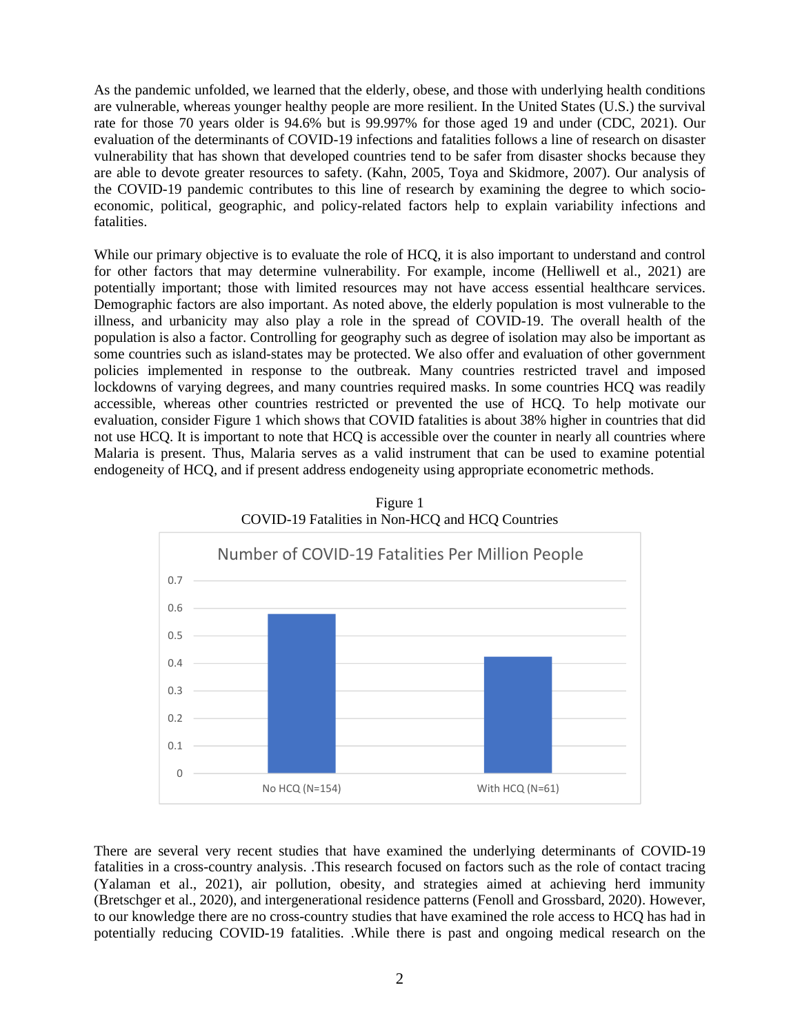As the pandemic unfolded, we learned that the elderly, obese, and those with underlying health conditions are vulnerable, whereas younger healthy people are more resilient. In the United States (U.S.) the survival rate for those 70 years older is 94.6% but is 99.997% for those aged 19 and under (CDC, 2021). Our evaluation of the determinants of COVID-19 infections and fatalities follows a line of research on disaster vulnerability that has shown that developed countries tend to be safer from disaster shocks because they are able to devote greater resources to safety. (Kahn, 2005, Toya and Skidmore, 2007). Our analysis of the COVID-19 pandemic contributes to this line of research by examining the degree to which socio-economic, political, geographic, and policy-related factors help to explain variability infections and fatalities.

While our primary objective is to evaluate the role of HCQ, it is also important to understand and control for other factors that may determine vulnerability. For example, income (Helliwell et al., 2021) are potentially important; those with limited resources may not have access essential healthcare services. Demographic factors are also important. As noted above, the elderly population is most vulnerable to the illness, and urbanicity may also play a role in the spread of COVID-19. The overall health of the population is also a factor. Controlling for geography such as degree of isolation may also be important as some countries such as island-states may be protected. We also offer and evaluation of other government policies implemented in response to the outbreak. Many countries restricted travel and imposed lockdowns of varying degrees, and many countries required masks. In some countries HCQ was readily accessible, whereas other countries restricted or prevented the use of HCQ. To help motivate our evaluation, consider Figure 1 which shows that COVID fatalities is about 38% higher in countries that did not use HCQ. It is important to note that HCQ is accessible over the counter in nearly all countries where Malaria is present. Thus, Malaria serves as a valid instrument that can be used to examine potential endogeneity of HCQ, and if present address endogeneity using appropriate econometric methods.

Figure 1
COVID-19 Fatalities in Non-HCQ and HCQ Countries

Number of COVID-19 Fatalities Per Million People

| | No HCQ (N=154) | With HCQ (N=61) |
|---|---|---|
| Fatalities per million | ~0.58 | ~0.42 |

There are several very recent studies that have examined the underlying determinants of COVID-19 fatalities in a cross-country analysis. .This research focused on factors such as the role of contact tracing (Yalaman et al., 2021), air pollution, obesity, and strategies aimed at achieving herd immunity (Bretschger et al., 2020), and intergenerational residence patterns (Fenoll and Grossbard, 2020). However, to our knowledge there are no cross-country studies that have examined the role access to HCQ has had in potentially reducing COVID-19 fatalities. .While there is past and ongoing medical research on the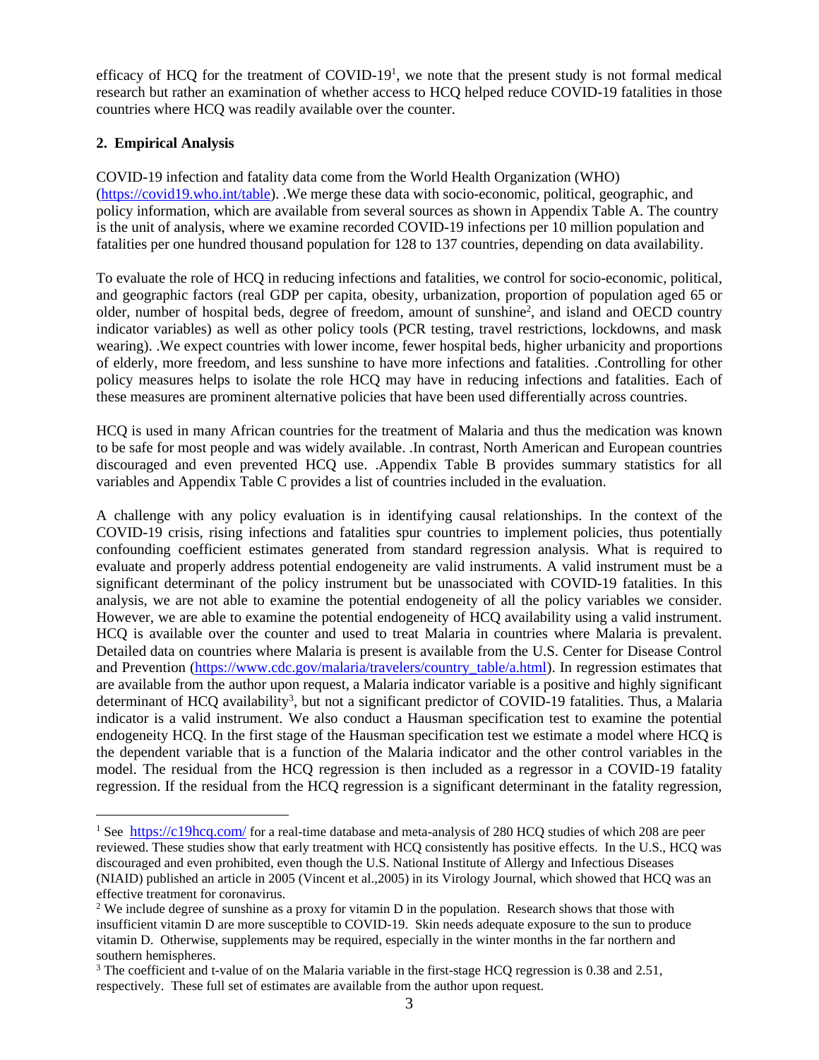efficacy of HCQ for the treatment of COVID-19[1], we note that the present study is not formal medical research but rather an examination of whether access to HCQ helped reduce COVID-19 fatalities in those countries where HCQ was readily available over the counter.

## 2. Empirical Analysis

COVID-19 infection and fatality data come from the World Health Organization (WHO) (https://covid19.who.int/table). .We merge these data with socio-economic, political, geographic, and policy information, which are available from several sources as shown in Appendix Table A. The country is the unit of analysis, where we examine recorded COVID-19 infections per 10 million population and fatalities per one hundred thousand population for 128 to 137 countries, depending on data availability.

To evaluate the role of HCQ in reducing infections and fatalities, we control for socio-economic, political, and geographic factors (real GDP per capita, obesity, urbanization, proportion of population aged 65 or older, number of hospital beds, degree of freedom, amount of sunshine[2], and island and OECD country indicator variables) as well as other policy tools (PCR testing, travel restrictions, lockdowns, and mask wearing). .We expect countries with lower income, fewer hospital beds, higher urbanicity and proportions of elderly, more freedom, and less sunshine to have more infections and fatalities. .Controlling for other policy measures helps to isolate the role HCQ may have in reducing infections and fatalities. Each of these measures are prominent alternative policies that have been used differentially across countries.

HCQ is used in many African countries for the treatment of Malaria and thus the medication was known to be safe for most people and was widely available. .In contrast, North American and European countries discouraged and even prevented HCQ use. .Appendix Table B provides summary statistics for all variables and Appendix Table C provides a list of countries included in the evaluation.

A challenge with any policy evaluation is in identifying causal relationships. In the context of the COVID-19 crisis, rising infections and fatalities spur countries to implement policies, thus potentially confounding coefficient estimates generated from standard regression analysis. What is required to evaluate and properly address potential endogeneity are valid instruments. A valid instrument must be a significant determinant of the policy instrument but be unassociated with COVID-19 fatalities. In this analysis, we are not able to examine the potential endogeneity of all the policy variables we consider. However, we are able to examine the potential endogeneity of HCQ availability using a valid instrument. HCQ is available over the counter and used to treat Malaria in countries where Malaria is prevalent. Detailed data on countries where Malaria is present is available from the U.S. Center for Disease Control and Prevention (https://www.cdc.gov/malaria/travelers/country_table/a.html). In regression estimates that are available from the author upon request, a Malaria indicator variable is a positive and highly significant determinant of HCQ availability[3], but not a significant predictor of COVID-19 fatalities. Thus, a Malaria indicator is a valid instrument. We also conduct a Hausman specification test to examine the potential endogeneity HCQ. In the first stage of the Hausman specification test we estimate a model where HCQ is the dependent variable that is a function of the Malaria indicator and the other control variables in the model. The residual from the HCQ regression is then included as a regressor in a COVID-19 fatality regression. If the residual from the HCQ regression is a significant determinant in the fatality regression,

---

[1] See https://c19hcq.com/ for a real-time database and meta-analysis of 280 HCQ studies of which 208 are peer reviewed. These studies show that early treatment with HCQ consistently has positive effects. In the U.S., HCQ was discouraged and even prohibited, even though the U.S. National Institute of Allergy and Infectious Diseases (NIAID) published an article in 2005 (Vincent et al.,2005) in its Virology Journal, which showed that HCQ was an effective treatment for coronavirus.

[2] We include degree of sunshine as a proxy for vitamin D in the population. Research shows that those with insufficient vitamin D are more susceptible to COVID-19. Skin needs adequate exposure to the sun to produce vitamin D. Otherwise, supplements may be required, especially in the winter months in the far northern and southern hemispheres.

[3] The coefficient and t-value of on the Malaria variable in the first-stage HCQ regression is 0.38 and 2.51, respectively. These full set of estimates are available from the author upon request.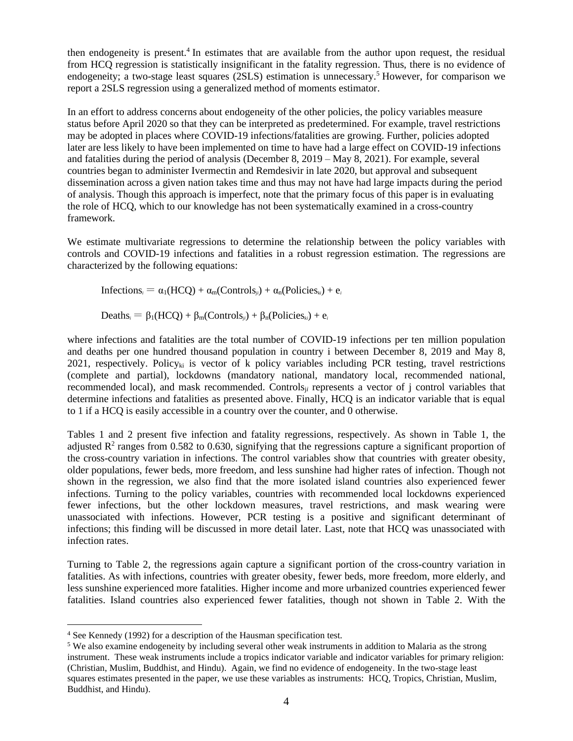then endogeneity is present.[4] In estimates that are available from the author upon request, the residual from HCQ regression is statistically insignificant in the fatality regression. Thus, there is no evidence of endogeneity; a two-stage least squares (2SLS) estimation is unnecessary.[5] However, for comparison we report a 2SLS regression using a generalized method of moments estimator.

In an effort to address concerns about endogeneity of the other policies, the policy variables measure status before April 2020 so that they can be interpreted as predetermined. For example, travel restrictions may be adopted in places where COVID-19 infections/fatalities are growing. Further, policies adopted later are less likely to have been implemented on time to have had a large effect on COVID-19 infections and fatalities during the period of analysis (December 8, 2019 – May 8, 2021). For example, several countries began to administer Ivermectin and Remdesivir in late 2020, but approval and subsequent dissemination across a given nation takes time and thus may not have had large impacts during the period of analysis. Though this approach is imperfect, note that the primary focus of this paper is in evaluating the role of HCQ, which to our knowledge has not been systematically examined in a cross-country framework.

We estimate multivariate regressions to determine the relationship between the policy variables with controls and COVID-19 infections and fatalities in a robust regression estimation. The regressions are characterized by the following equations:

$$\text{Infections}_i = \alpha_1(\text{HCQ}) + \alpha_m(\text{Controls}_{ji}) + \alpha_n(\text{Policies}_{ki}) + e_i$$

$$\text{Deaths}_i = \beta_1(\text{HCQ}) + \beta_m(\text{Controls}_{ji}) + \beta_n(\text{Policies}_{ki}) + e_i$$

where infections and fatalities are the total number of COVID-19 infections per ten million population and deaths per one hundred thousand population in country i between December 8, 2019 and May 8, 2021, respectively. $\text{Policy}_{ki}$ is vector of k policy variables including PCR testing, travel restrictions (complete and partial), lockdowns (mandatory national, mandatory local, recommended national, recommended local), and mask recommended. $\text{Controls}_{ji}$ represents a vector of j control variables that determine infections and fatalities as presented above. Finally, HCQ is an indicator variable that is equal to 1 if a HCQ is easily accessible in a country over the counter, and 0 otherwise.

Tables 1 and 2 present five infection and fatality regressions, respectively. As shown in Table 1, the adjusted $R^2$ ranges from 0.582 to 0.630, signifying that the regressions capture a significant proportion of the cross-country variation in infections. The control variables show that countries with greater obesity, older populations, fewer beds, more freedom, and less sunshine had higher rates of infection. Though not shown in the regression, we also find that the more isolated island countries also experienced fewer infections. Turning to the policy variables, countries with recommended local lockdowns experienced fewer infections, but the other lockdown measures, travel restrictions, and mask wearing were unassociated with infections. However, PCR testing is a positive and significant determinant of infections; this finding will be discussed in more detail later. Last, note that HCQ was unassociated with infection rates.

Turning to Table 2, the regressions again capture a significant portion of the cross-country variation in fatalities. As with infections, countries with greater obesity, fewer beds, more freedom, more elderly, and less sunshine experienced more fatalities. Higher income and more urbanized countries experienced fewer fatalities. Island countries also experienced fewer fatalities, though not shown in Table 2. With the

---

[4] See Kennedy (1992) for a description of the Hausman specification test.

[5] We also examine endogeneity by including several other weak instruments in addition to Malaria as the strong instrument. These weak instruments include a tropics indicator variable and indicator variables for primary religion: (Christian, Muslim, Buddhist, and Hindu). Again, we find no evidence of endogeneity. In the two-stage least squares estimates presented in the paper, we use these variables as instruments: HCQ, Tropics, Christian, Muslim, Buddhist, and Hindu).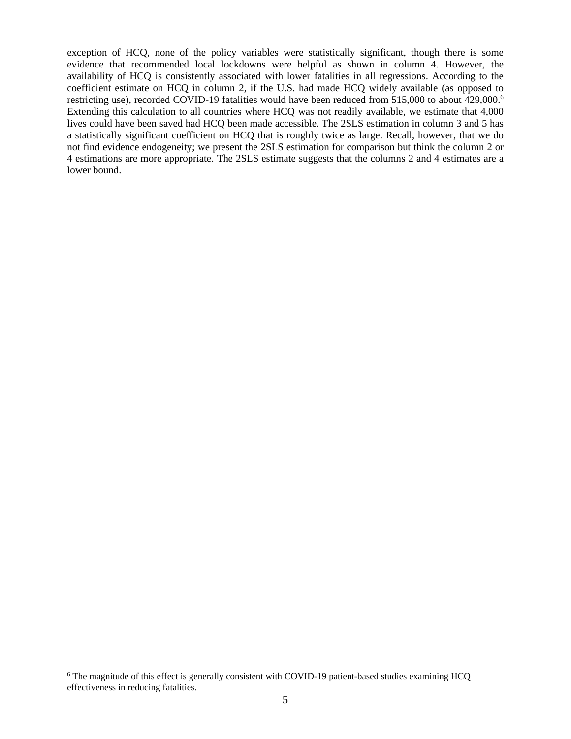exception of HCQ, none of the policy variables were statistically significant, though there is some evidence that recommended local lockdowns were helpful as shown in column 4. However, the availability of HCQ is consistently associated with lower fatalities in all regressions. According to the coefficient estimate on HCQ in column 2, if the U.S. had made HCQ widely available (as opposed to restricting use), recorded COVID-19 fatalities would have been reduced from 515,000 to about 429,000.[6] Extending this calculation to all countries where HCQ was not readily available, we estimate that 4,000 lives could have been saved had HCQ been made accessible. The 2SLS estimation in column 3 and 5 has a statistically significant coefficient on HCQ that is roughly twice as large. Recall, however, that we do not find evidence endogeneity; we present the 2SLS estimation for comparison but think the column 2 or 4 estimations are more appropriate. The 2SLS estimate suggests that the columns 2 and 4 estimates are a lower bound.

[6] The magnitude of this effect is generally consistent with COVID-19 patient-based studies examining HCQ effectiveness in reducing fatalities.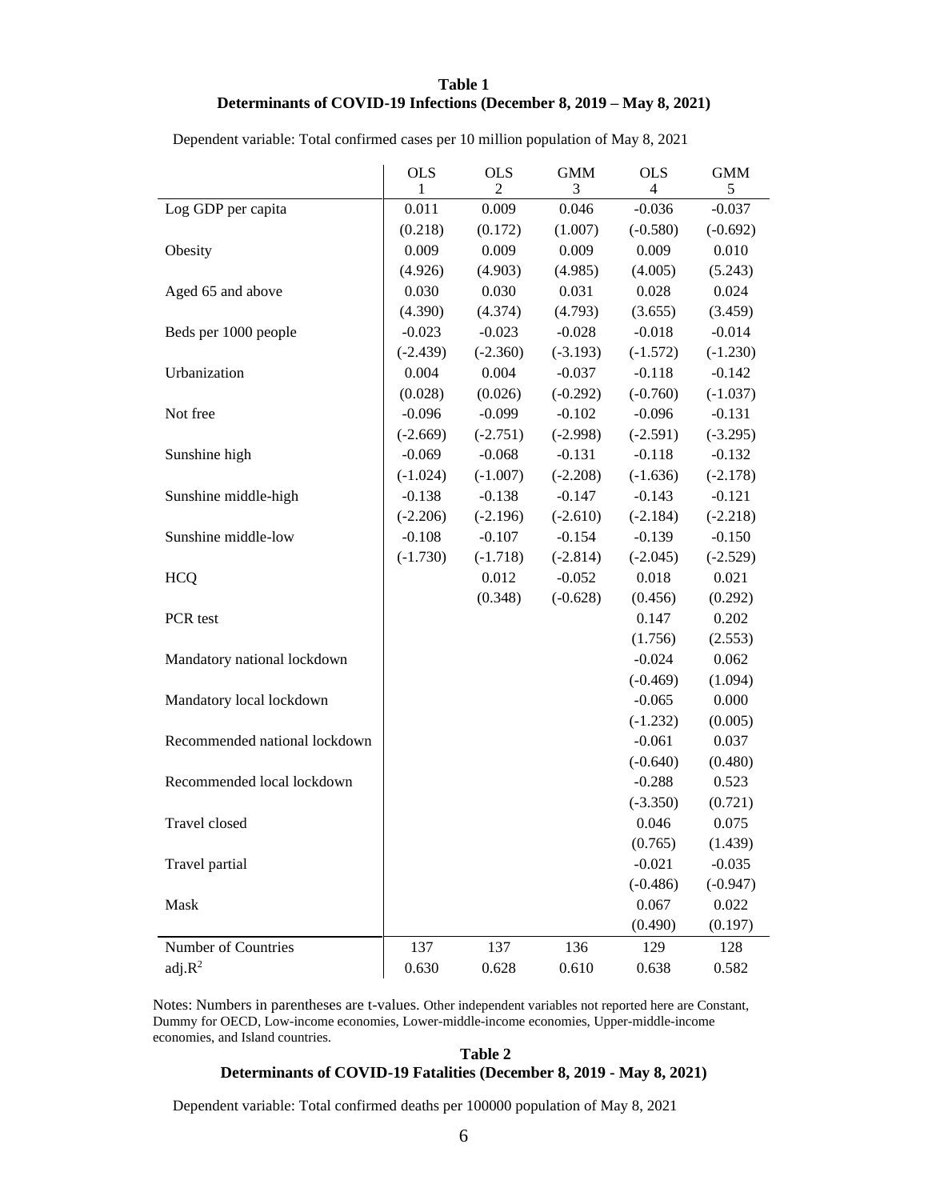**Table 1**
**Determinants of COVID-19 Infections (December 8, 2019 – May 8, 2021)**

Dependent variable: Total confirmed cases per 10 million population of May 8, 2021

| | OLS 1 | OLS 2 | GMM 3 | OLS 4 | GMM 5 |
|---|---|---|---|---|---|
| Log GDP per capita | 0.011 | 0.009 | 0.046 | -0.036 | -0.037 |
| | (0.218) | (0.172) | (1.007) | (-0.580) | (-0.692) |
| Obesity | 0.009 | 0.009 | 0.009 | 0.009 | 0.010 |
| | (4.926) | (4.903) | (4.985) | (4.005) | (5.243) |
| Aged 65 and above | 0.030 | 0.030 | 0.031 | 0.028 | 0.024 |
| | (4.390) | (4.374) | (4.793) | (3.655) | (3.459) |
| Beds per 1000 people | -0.023 | -0.023 | -0.028 | -0.018 | -0.014 |
| | (-2.439) | (-2.360) | (-3.193) | (-1.572) | (-1.230) |
| Urbanization | 0.004 | 0.004 | -0.037 | -0.118 | -0.142 |
| | (0.028) | (0.026) | (-0.292) | (-0.760) | (-1.037) |
| Not free | -0.096 | -0.099 | -0.102 | -0.096 | -0.131 |
| | (-2.669) | (-2.751) | (-2.998) | (-2.591) | (-3.295) |
| Sunshine high | -0.069 | -0.068 | -0.131 | -0.118 | -0.132 |
| | (-1.024) | (-1.007) | (-2.208) | (-1.636) | (-2.178) |
| Sunshine middle-high | -0.138 | -0.138 | -0.147 | -0.143 | -0.121 |
| | (-2.206) | (-2.196) | (-2.610) | (-2.184) | (-2.218) |
| Sunshine middle-low | -0.108 | -0.107 | -0.154 | -0.139 | -0.150 |
| | (-1.730) | (-1.718) | (-2.814) | (-2.045) | (-2.529) |
| HCQ | | 0.012 | -0.052 | 0.018 | 0.021 |
| | | (0.348) | (-0.628) | (0.456) | (0.292) |
| PCR test | | | | 0.147 | 0.202 |
| | | | | (1.756) | (2.553) |
| Mandatory national lockdown | | | | -0.024 | 0.062 |
| | | | | (-0.469) | (1.094) |
| Mandatory local lockdown | | | | -0.065 | 0.000 |
| | | | | (-1.232) | (0.005) |
| Recommended national lockdown | | | | -0.061 | 0.037 |
| | | | | (-0.640) | (0.480) |
| Recommended local lockdown | | | | -0.288 | 0.523 |
| | | | | (-3.350) | (0.721) |
| Travel closed | | | | 0.046 | 0.075 |
| | | | | (0.765) | (1.439) |
| Travel partial | | | | -0.021 | -0.035 |
| | | | | (-0.486) | (-0.947) |
| Mask | | | | 0.067 | 0.022 |
| | | | | (0.490) | (0.197) |
| Number of Countries | 137 | 137 | 136 | 129 | 128 |
| adj.$R^2$ | 0.630 | 0.628 | 0.610 | 0.638 | 0.582 |

Notes: Numbers in parentheses are t-values. Other independent variables not reported here are Constant, Dummy for OECD, Low-income economies, Lower-middle-income economies, Upper-middle-income economies, and Island countries.

**Table 2**
**Determinants of COVID-19 Fatalities (December 8, 2019 - May 8, 2021)**

Dependent variable: Total confirmed deaths per 100000 population of May 8, 2021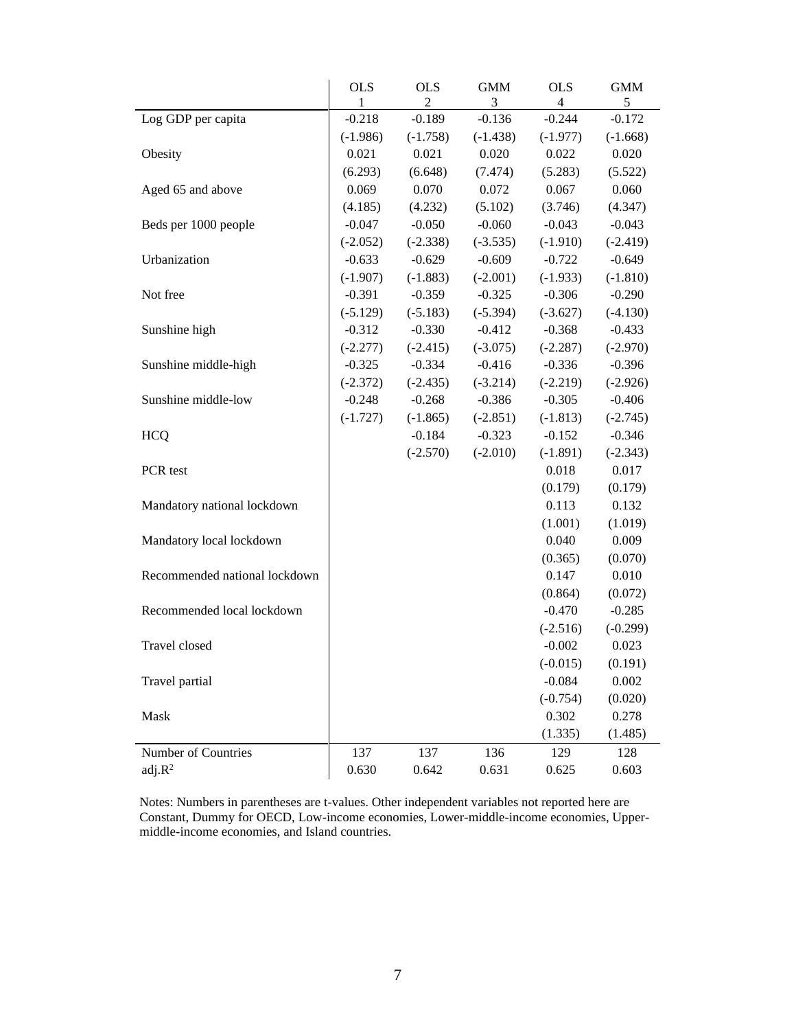| | OLS<br>1 | OLS<br>2 | GMM<br>3 | OLS<br>4 | GMM<br>5 |
|---|---|---|---|---|---|
| Log GDP per capita | -0.218 | -0.189 | -0.136 | -0.244 | -0.172 |
| | (-1.986) | (-1.758) | (-1.438) | (-1.977) | (-1.668) |
| Obesity | 0.021 | 0.021 | 0.020 | 0.022 | 0.020 |
| | (6.293) | (6.648) | (7.474) | (5.283) | (5.522) |
| Aged 65 and above | 0.069 | 0.070 | 0.072 | 0.067 | 0.060 |
| | (4.185) | (4.232) | (5.102) | (3.746) | (4.347) |
| Beds per 1000 people | -0.047 | -0.050 | -0.060 | -0.043 | -0.043 |
| | (-2.052) | (-2.338) | (-3.535) | (-1.910) | (-2.419) |
| Urbanization | -0.633 | -0.629 | -0.609 | -0.722 | -0.649 |
| | (-1.907) | (-1.883) | (-2.001) | (-1.933) | (-1.810) |
| Not free | -0.391 | -0.359 | -0.325 | -0.306 | -0.290 |
| | (-5.129) | (-5.183) | (-5.394) | (-3.627) | (-4.130) |
| Sunshine high | -0.312 | -0.330 | -0.412 | -0.368 | -0.433 |
| | (-2.277) | (-2.415) | (-3.075) | (-2.287) | (-2.970) |
| Sunshine middle-high | -0.325 | -0.334 | -0.416 | -0.336 | -0.396 |
| | (-2.372) | (-2.435) | (-3.214) | (-2.219) | (-2.926) |
| Sunshine middle-low | -0.248 | -0.268 | -0.386 | -0.305 | -0.406 |
| | (-1.727) | (-1.865) | (-2.851) | (-1.813) | (-2.745) |
| HCQ | | -0.184 | -0.323 | -0.152 | -0.346 |
| | | (-2.570) | (-2.010) | (-1.891) | (-2.343) |
| PCR test | | | | 0.018 | 0.017 |
| | | | | (0.179) | (0.179) |
| Mandatory national lockdown | | | | 0.113 | 0.132 |
| | | | | (1.001) | (1.019) |
| Mandatory local lockdown | | | | 0.040 | 0.009 |
| | | | | (0.365) | (0.070) |
| Recommended national lockdown | | | | 0.147 | 0.010 |
| | | | | (0.864) | (0.072) |
| Recommended local lockdown | | | | -0.470 | -0.285 |
| | | | | (-2.516) | (-0.299) |
| Travel closed | | | | -0.002 | 0.023 |
| | | | | (-0.015) | (0.191) |
| Travel partial | | | | -0.084 | 0.002 |
| | | | | (-0.754) | (0.020) |
| Mask | | | | 0.302 | 0.278 |
| | | | | (1.335) | (1.485) |
| Number of Countries | 137 | 137 | 136 | 129 | 128 |
| adj.$R^2$ | 0.630 | 0.642 | 0.631 | 0.625 | 0.603 |

Notes: Numbers in parentheses are t-values. Other independent variables not reported here are Constant, Dummy for OECD, Low-income economies, Lower-middle-income economies, Upper-middle-income economies, and Island countries.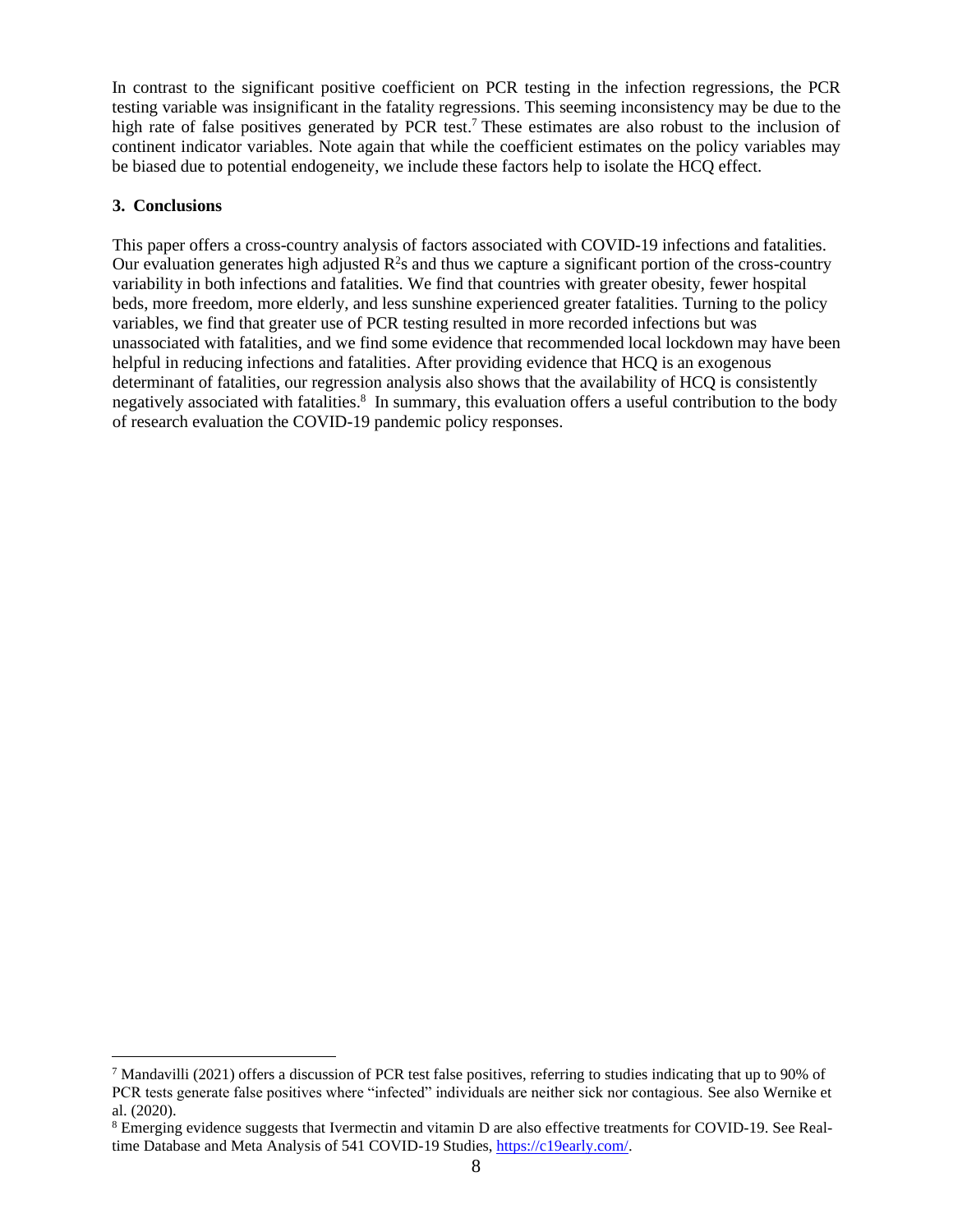In contrast to the significant positive coefficient on PCR testing in the infection regressions, the PCR testing variable was insignificant in the fatality regressions. This seeming inconsistency may be due to the high rate of false positives generated by PCR test.[7] These estimates are also robust to the inclusion of continent indicator variables. Note again that while the coefficient estimates on the policy variables may be biased due to potential endogeneity, we include these factors help to isolate the HCQ effect.

## 3. Conclusions

This paper offers a cross-country analysis of factors associated with COVID-19 infections and fatalities. Our evaluation generates high adjusted $R^2$s and thus we capture a significant portion of the cross-country variability in both infections and fatalities. We find that countries with greater obesity, fewer hospital beds, more freedom, more elderly, and less sunshine experienced greater fatalities. Turning to the policy variables, we find that greater use of PCR testing resulted in more recorded infections but was unassociated with fatalities, and we find some evidence that recommended local lockdown may have been helpful in reducing infections and fatalities. After providing evidence that HCQ is an exogenous determinant of fatalities, our regression analysis also shows that the availability of HCQ is consistently negatively associated with fatalities.[8] In summary, this evaluation offers a useful contribution to the body of research evaluation the COVID-19 pandemic policy responses.

---

[7] Mandavilli (2021) offers a discussion of PCR test false positives, referring to studies indicating that up to 90% of PCR tests generate false positives where "infected" individuals are neither sick nor contagious. See also Wernike et al. (2020).

[8] Emerging evidence suggests that Ivermectin and vitamin D are also effective treatments for COVID-19. See Real-time Database and Meta Analysis of 541 COVID-19 Studies, https://c19early.com/.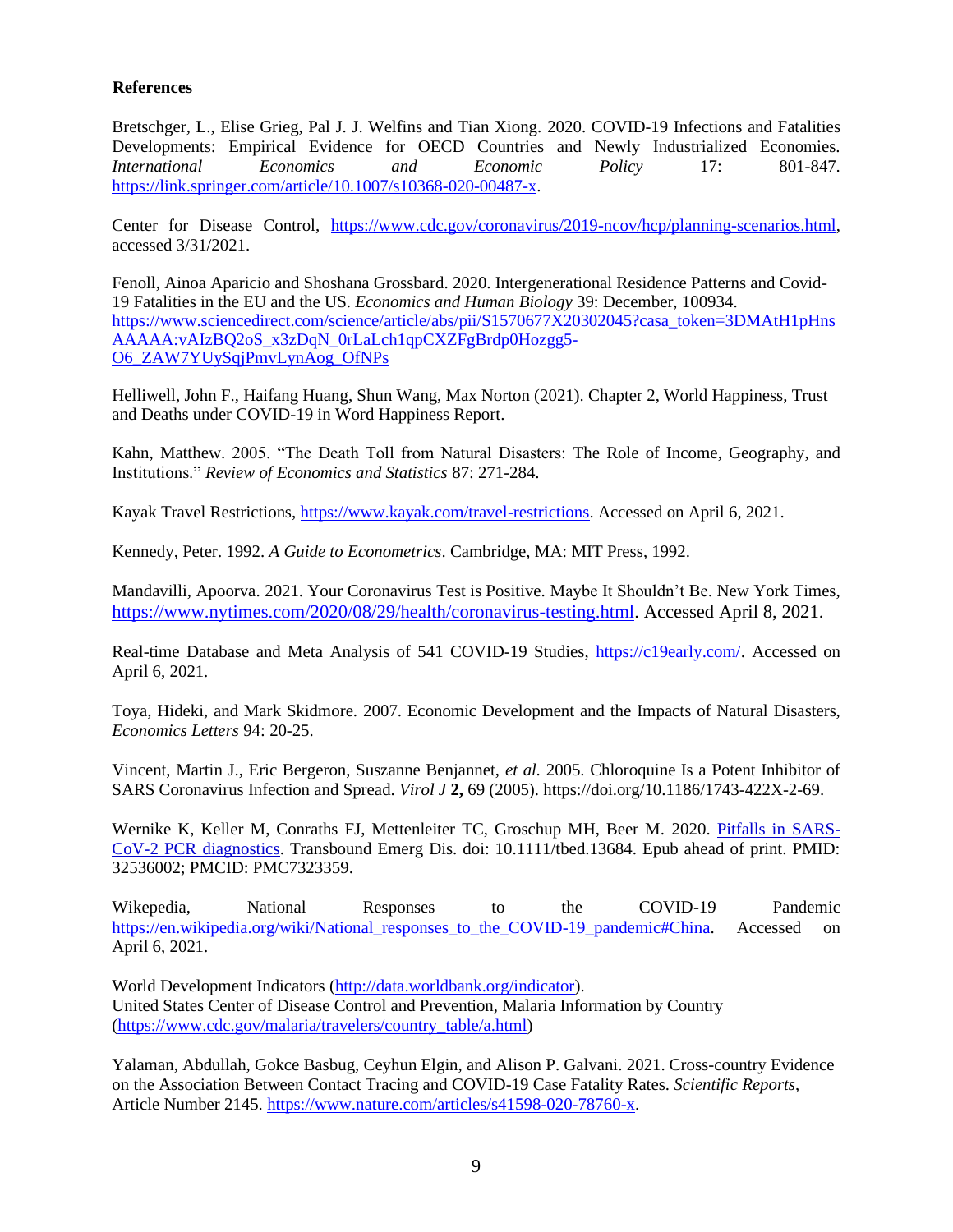**References**

Bretschger, L., Elise Grieg, Pal J. J. Welfins and Tian Xiong. 2020. COVID-19 Infections and Fatalities Developments: Empirical Evidence for OECD Countries and Newly Industrialized Economies. *International Economics and Economic Policy* 17: 801-847. https://link.springer.com/article/10.1007/s10368-020-00487-x.

Center for Disease Control, https://www.cdc.gov/coronavirus/2019-ncov/hcp/planning-scenarios.html, accessed 3/31/2021.

Fenoll, Ainoa Aparicio and Shoshana Grossbard. 2020. Intergenerational Residence Patterns and Covid-19 Fatalities in the EU and the US. *Economics and Human Biology* 39: December, 100934. https://www.sciencedirect.com/science/article/abs/pii/S1570677X20302045?casa_token=3DMAtH1pHnsAAAAA:vAIzBQ2oS_x3zDqN_0rLaLch1qpCXZFgBrdp0Hozgg5-O6_ZAW7YUySqjPmvLynAog_OfNPs

Helliwell, John F., Haifang Huang, Shun Wang, Max Norton (2021). Chapter 2, World Happiness, Trust and Deaths under COVID-19 in Word Happiness Report.

Kahn, Matthew. 2005. "The Death Toll from Natural Disasters: The Role of Income, Geography, and Institutions." *Review of Economics and Statistics* 87: 271-284.

Kayak Travel Restrictions, https://www.kayak.com/travel-restrictions. Accessed on April 6, 2021.

Kennedy, Peter. 1992. *A Guide to Econometrics*. Cambridge, MA: MIT Press, 1992.

Mandavilli, Apoorva. 2021. Your Coronavirus Test is Positive. Maybe It Shouldn't Be. New York Times, https://www.nytimes.com/2020/08/29/health/coronavirus-testing.html. Accessed April 8, 2021.

Real-time Database and Meta Analysis of 541 COVID-19 Studies, https://c19early.com/. Accessed on April 6, 2021.

Toya, Hideki, and Mark Skidmore. 2007. Economic Development and the Impacts of Natural Disasters, *Economics Letters* 94: 20-25.

Vincent, Martin J., Eric Bergeron, Suszanne Benjannet, *et al.* 2005. Chloroquine Is a Potent Inhibitor of SARS Coronavirus Infection and Spread. *Virol J* **2,** 69 (2005). https://doi.org/10.1186/1743-422X-2-69.

Wernike K, Keller M, Conraths FJ, Mettenleiter TC, Groschup MH, Beer M. 2020. Pitfalls in SARS-CoV-2 PCR diagnostics. Transbound Emerg Dis. doi: 10.1111/tbed.13684. Epub ahead of print. PMID: 32536002; PMCID: PMC7323359.

Wikepedia, National Responses to the COVID-19 Pandemic https://en.wikipedia.org/wiki/National_responses_to_the_COVID-19_pandemic#China. Accessed on April 6, 2021.

World Development Indicators (http://data.worldbank.org/indicator).
United States Center of Disease Control and Prevention, Malaria Information by Country (https://www.cdc.gov/malaria/travelers/country_table/a.html)

Yalaman, Abdullah, Gokce Basbug, Ceyhun Elgin, and Alison P. Galvani. 2021. Cross-country Evidence on the Association Between Contact Tracing and COVID-19 Case Fatality Rates. *Scientific Reports*, Article Number 2145. https://www.nature.com/articles/s41598-020-78760-x.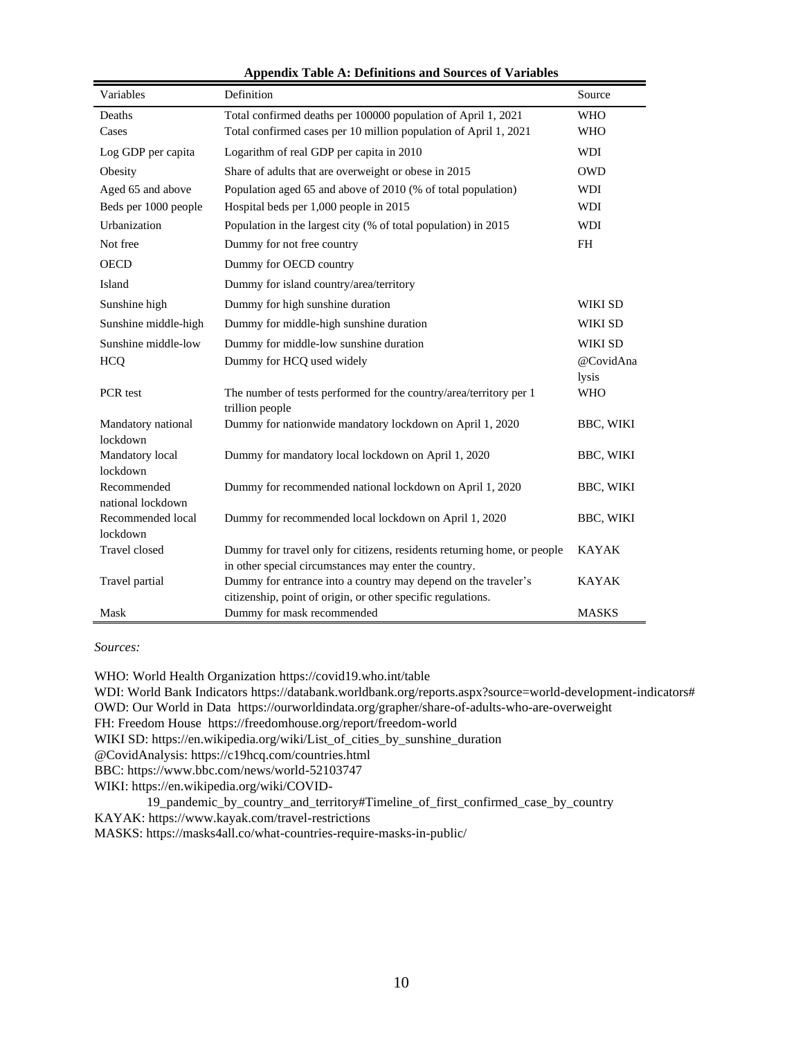**Appendix Table A: Definitions and Sources of Variables**

| Variables | Definition | Source |
|---|---|---|
| Deaths | Total confirmed deaths per 100000 population of April 1, 2021 | WHO |
| Cases | Total confirmed cases per 10 million population of April 1, 2021 | WHO |
| Log GDP per capita | Logarithm of real GDP per capita in 2010 | WDI |
| Obesity | Share of adults that are overweight or obese in 2015 | OWD |
| Aged 65 and above | Population aged 65 and above of 2010 (% of total population) | WDI |
| Beds per 1000 people | Hospital beds per 1,000 people in 2015 | WDI |
| Urbanization | Population in the largest city (% of total population) in 2015 | WDI |
| Not free | Dummy for not free country | FH |
| OECD | Dummy for OECD country | |
| Island | Dummy for island country/area/territory | |
| Sunshine high | Dummy for high sunshine duration | WIKI SD |
| Sunshine middle-high | Dummy for middle-high sunshine duration | WIKI SD |
| Sunshine middle-low | Dummy for middle-low sunshine duration | WIKI SD |
| HCQ | Dummy for HCQ used widely | @CovidAnalysis |
| PCR test | The number of tests performed for the country/area/territory per 1 trillion people | WHO |
| Mandatory national lockdown | Dummy for nationwide mandatory lockdown on April 1, 2020 | BBC, WIKI |
| Mandatory local lockdown | Dummy for mandatory local lockdown on April 1, 2020 | BBC, WIKI |
| Recommended national lockdown | Dummy for recommended national lockdown on April 1, 2020 | BBC, WIKI |
| Recommended local lockdown | Dummy for recommended local lockdown on April 1, 2020 | BBC, WIKI |
| Travel closed | Dummy for travel only for citizens, residents returning home, or people in other special circumstances may enter the country. | KAYAK |
| Travel partial | Dummy for entrance into a country may depend on the traveler's citizenship, point of origin, or other specific regulations. | KAYAK |
| Mask | Dummy for mask recommended | MASKS |

*Sources:*

WHO: World Health Organization https://covid19.who.int/table

WDI: World Bank Indicators https://databank.worldbank.org/reports.aspx?source=world-development-indicators#

OWD: Our World in Data https://ourworldindata.org/grapher/share-of-adults-who-are-overweight

FH: Freedom House https://freedomhouse.org/report/freedom-world

WIKI SD: https://en.wikipedia.org/wiki/List_of_cities_by_sunshine_duration

@CovidAnalysis: https://c19hcq.com/countries.html

BBC: https://www.bbc.com/news/world-52103747

WIKI: https://en.wikipedia.org/wiki/COVID-19_pandemic_by_country_and_territory#Timeline_of_first_confirmed_case_by_country

KAYAK: https://www.kayak.com/travel-restrictions

MASKS: https://masks4all.co/what-countries-require-masks-in-public/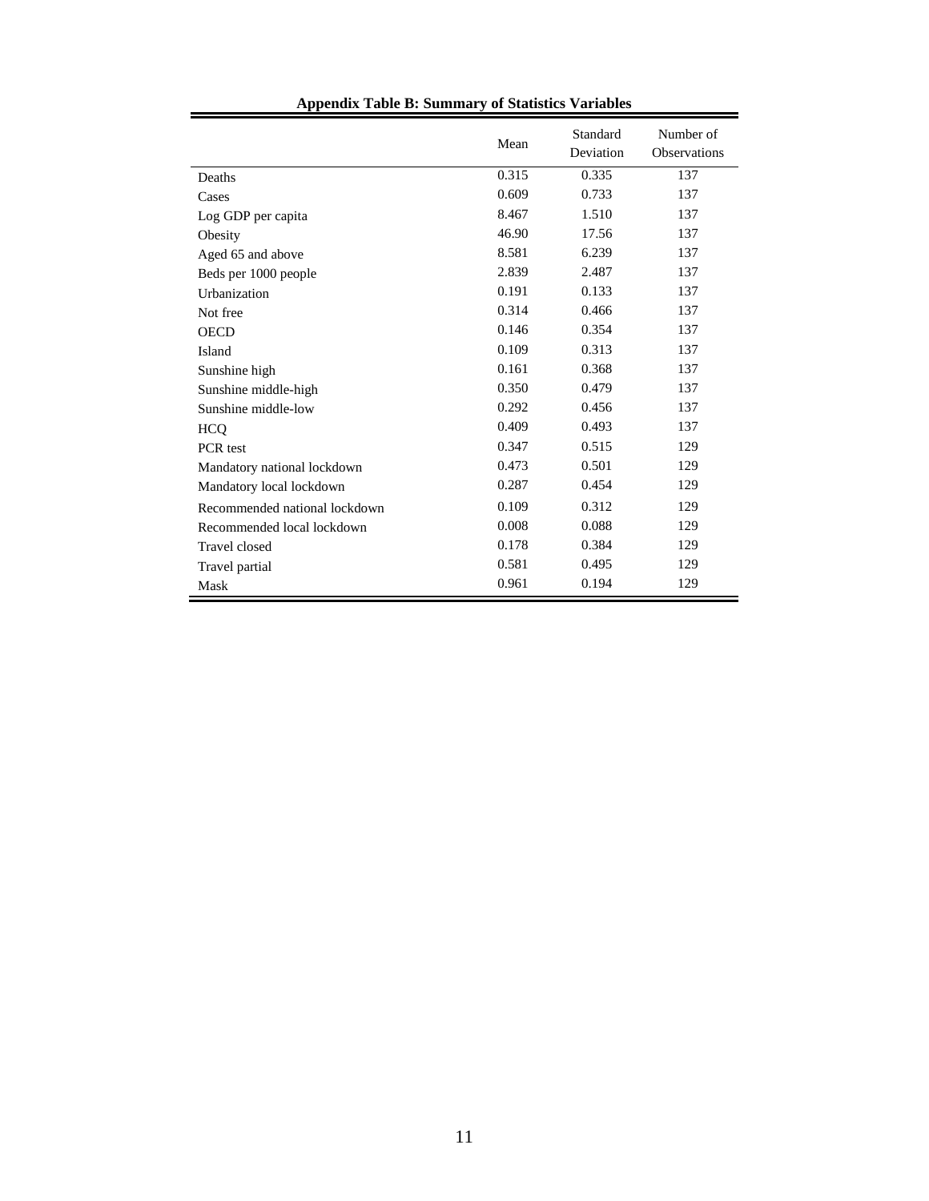**Appendix Table B: Summary of Statistics Variables**

| | Mean | Standard Deviation | Number of Observations |
|---|---|---|---|
| Deaths | 0.315 | 0.335 | 137 |
| Cases | 0.609 | 0.733 | 137 |
| Log GDP per capita | 8.467 | 1.510 | 137 |
| Obesity | 46.90 | 17.56 | 137 |
| Aged 65 and above | 8.581 | 6.239 | 137 |
| Beds per 1000 people | 2.839 | 2.487 | 137 |
| Urbanization | 0.191 | 0.133 | 137 |
| Not free | 0.314 | 0.466 | 137 |
| OECD | 0.146 | 0.354 | 137 |
| Island | 0.109 | 0.313 | 137 |
| Sunshine high | 0.161 | 0.368 | 137 |
| Sunshine middle-high | 0.350 | 0.479 | 137 |
| Sunshine middle-low | 0.292 | 0.456 | 137 |
| HCQ | 0.409 | 0.493 | 137 |
| PCR test | 0.347 | 0.515 | 129 |
| Mandatory national lockdown | 0.473 | 0.501 | 129 |
| Mandatory local lockdown | 0.287 | 0.454 | 129 |
| Recommended national lockdown | 0.109 | 0.312 | 129 |
| Recommended local lockdown | 0.008 | 0.088 | 129 |
| Travel closed | 0.178 | 0.384 | 129 |
| Travel partial | 0.581 | 0.495 | 129 |
| Mask | 0.961 | 0.194 | 129 |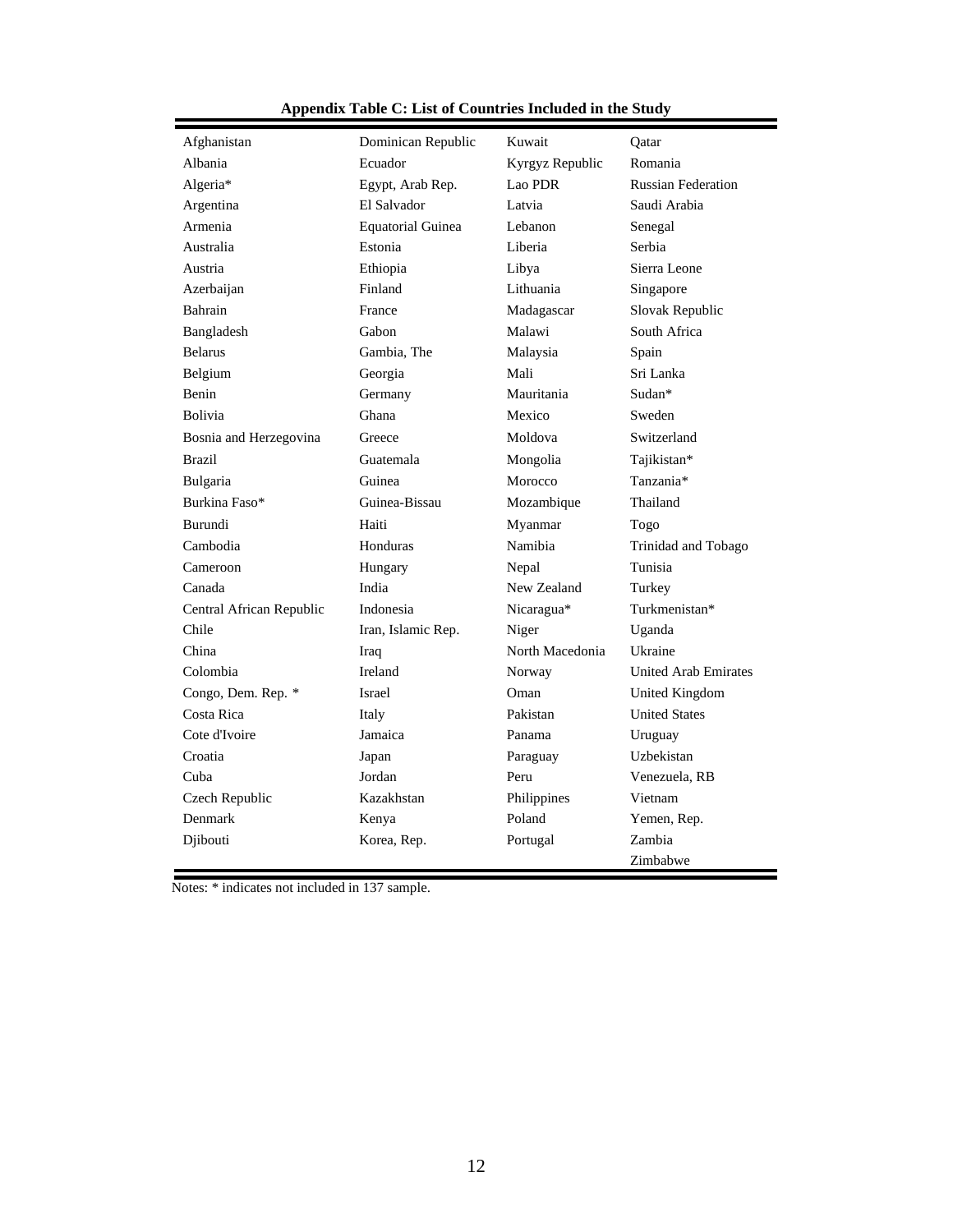**Appendix Table C: List of Countries Included in the Study**

| | | | |
|---|---|---|---|
| Afghanistan | Dominican Republic | Kuwait | Qatar |
| Albania | Ecuador | Kyrgyz Republic | Romania |
| Algeria* | Egypt, Arab Rep. | Lao PDR | Russian Federation |
| Argentina | El Salvador | Latvia | Saudi Arabia |
| Armenia | Equatorial Guinea | Lebanon | Senegal |
| Australia | Estonia | Liberia | Serbia |
| Austria | Ethiopia | Libya | Sierra Leone |
| Azerbaijan | Finland | Lithuania | Singapore |
| Bahrain | France | Madagascar | Slovak Republic |
| Bangladesh | Gabon | Malawi | South Africa |
| Belarus | Gambia, The | Malaysia | Spain |
| Belgium | Georgia | Mali | Sri Lanka |
| Benin | Germany | Mauritania | Sudan* |
| Bolivia | Ghana | Mexico | Sweden |
| Bosnia and Herzegovina | Greece | Moldova | Switzerland |
| Brazil | Guatemala | Mongolia | Tajikistan* |
| Bulgaria | Guinea | Morocco | Tanzania* |
| Burkina Faso* | Guinea-Bissau | Mozambique | Thailand |
| Burundi | Haiti | Myanmar | Togo |
| Cambodia | Honduras | Namibia | Trinidad and Tobago |
| Cameroon | Hungary | Nepal | Tunisia |
| Canada | India | New Zealand | Turkey |
| Central African Republic | Indonesia | Nicaragua* | Turkmenistan* |
| Chile | Iran, Islamic Rep. | Niger | Uganda |
| China | Iraq | North Macedonia | Ukraine |
| Colombia | Ireland | Norway | United Arab Emirates |
| Congo, Dem. Rep. * | Israel | Oman | United Kingdom |
| Costa Rica | Italy | Pakistan | United States |
| Cote d'Ivoire | Jamaica | Panama | Uruguay |
| Croatia | Japan | Paraguay | Uzbekistan |
| Cuba | Jordan | Peru | Venezuela, RB |
| Czech Republic | Kazakhstan | Philippines | Vietnam |
| Denmark | Kenya | Poland | Yemen, Rep. |
| Djibouti | Korea, Rep. | Portugal | Zambia |
| | | | Zimbabwe |

Notes: * indicates not included in 137 sample.